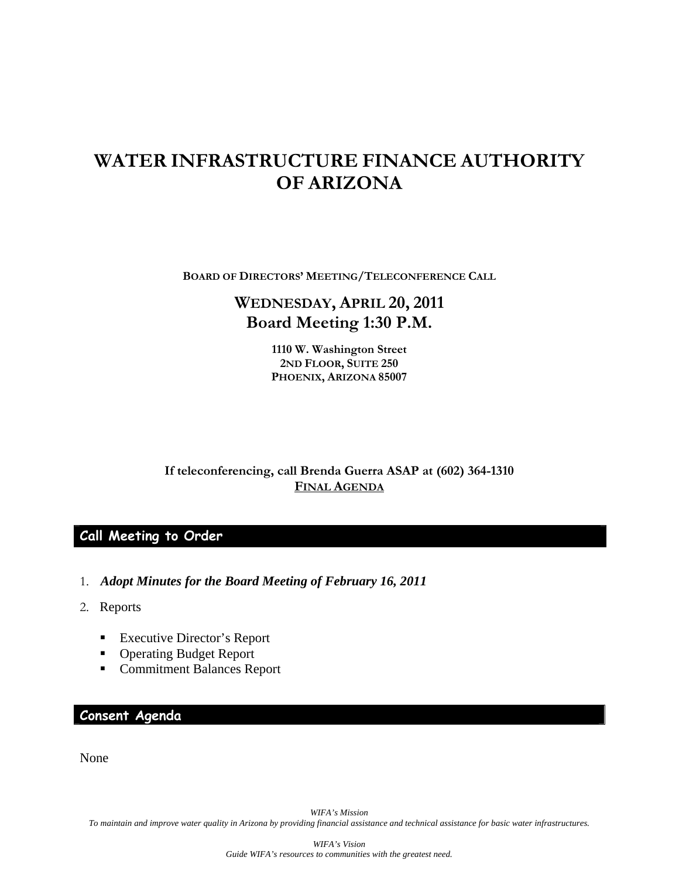# WATER INFRASTRUCTURE FINANCE AUTHORITY OF ARIZONA

**BOARD OF DIRECTORS' MEETING/TELECONFERENCE CALL**

## WEDNESDAY, APRIL 20, 2011
## Board Meeting 1:30 P.M.

**1110 W. Washington Street**
**2ND FLOOR, SUITE 250**
**PHOENIX, ARIZONA 85007**

**If teleconferencing, call Brenda Guerra ASAP at (602) 364-1310**
**FINAL AGENDA**

## Call Meeting to Order

1. ***Adopt Minutes for the Board Meeting of February 16, 2011***
2. Reports
    - Executive Director's Report
    - Operating Budget Report
    - Commitment Balances Report

## Consent Agenda

None

*WIFA's Mission*
*To maintain and improve water quality in Arizona by providing financial assistance and technical assistance for basic water infrastructures.*

*WIFA's Vision*
*Guide WIFA's resources to communities with the greatest need.*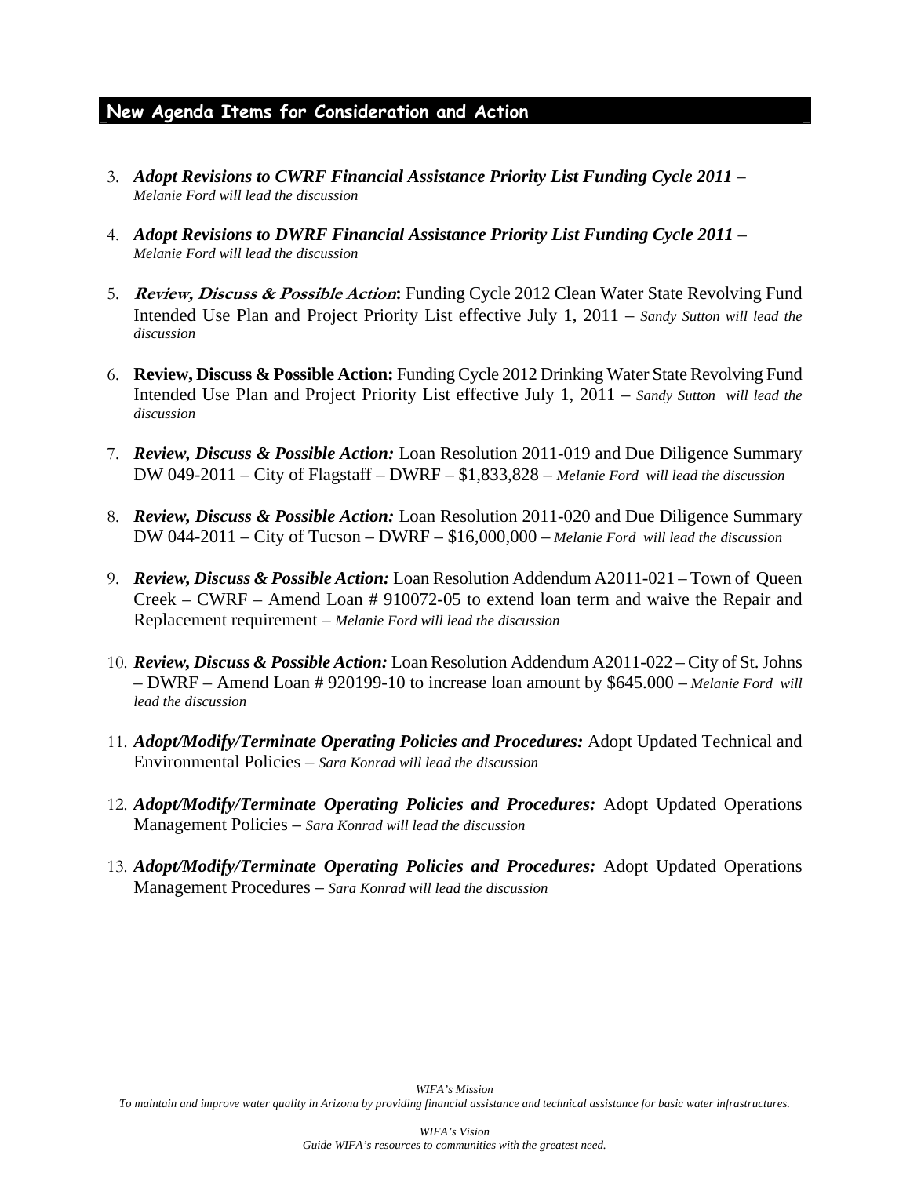## New Agenda Items for Consideration and Action

3. ***Adopt Revisions to CWRF Financial Assistance Priority List Funding Cycle 2011*** – *Melanie Ford will lead the discussion*

4. ***Adopt Revisions to DWRF Financial Assistance Priority List Funding Cycle 2011*** – *Melanie Ford will lead the discussion*

5. ***Review, Discuss & Possible Action*:** Funding Cycle 2012 Clean Water State Revolving Fund Intended Use Plan and Project Priority List effective July 1, 2011 – *Sandy Sutton will lead the discussion*

6. **Review, Discuss & Possible Action:** Funding Cycle 2012 Drinking Water State Revolving Fund Intended Use Plan and Project Priority List effective July 1, 2011 – *Sandy Sutton will lead the discussion*

7. ***Review, Discuss & Possible Action:*** Loan Resolution 2011-019 and Due Diligence Summary DW 049-2011 – City of Flagstaff – DWRF – $1,833,828 – *Melanie Ford will lead the discussion*

8. ***Review, Discuss & Possible Action:*** Loan Resolution 2011-020 and Due Diligence Summary DW 044-2011 – City of Tucson – DWRF – $16,000,000 – *Melanie Ford will lead the discussion*

9. ***Review, Discuss & Possible Action:*** Loan Resolution Addendum A2011-021 – Town of Queen Creek – CWRF – Amend Loan # 910072-05 to extend loan term and waive the Repair and Replacement requirement – *Melanie Ford will lead the discussion*

10. ***Review, Discuss & Possible Action:*** Loan Resolution Addendum A2011-022 – City of St. Johns – DWRF – Amend Loan # 920199-10 to increase loan amount by $645.000 – *Melanie Ford will lead the discussion*

11. ***Adopt/Modify/Terminate Operating Policies and Procedures:*** Adopt Updated Technical and Environmental Policies – *Sara Konrad will lead the discussion*

12. ***Adopt/Modify/Terminate Operating Policies and Procedures:*** Adopt Updated Operations Management Policies – *Sara Konrad will lead the discussion*

13. ***Adopt/Modify/Terminate Operating Policies and Procedures:*** Adopt Updated Operations Management Procedures – *Sara Konrad will lead the discussion*

*WIFA's Mission*
*To maintain and improve water quality in Arizona by providing financial assistance and technical assistance for basic water infrastructures.*

*WIFA's Vision*
*Guide WIFA's resources to communities with the greatest need.*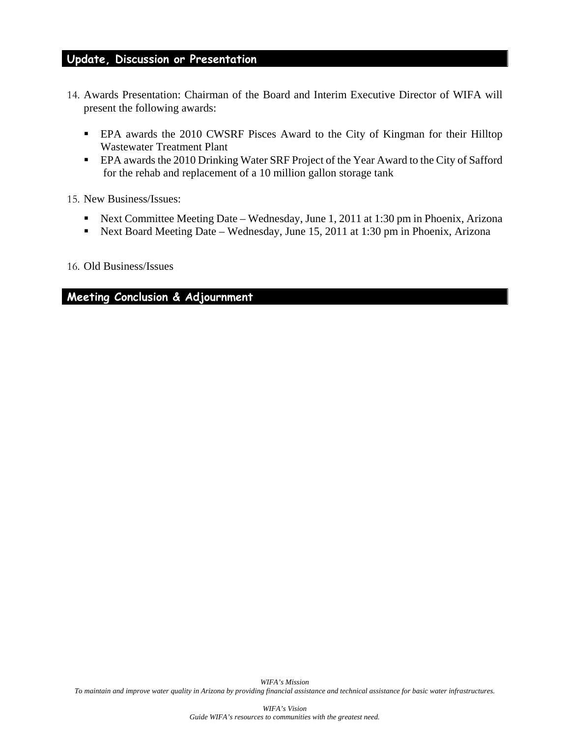## Update, Discussion or Presentation

14. Awards Presentation: Chairman of the Board and Interim Executive Director of WIFA will present the following awards:

    - EPA awards the 2010 CWSRF Pisces Award to the City of Kingman for their Hilltop Wastewater Treatment Plant
    - EPA awards the 2010 Drinking Water SRF Project of the Year Award to the City of Safford for the rehab and replacement of a 10 million gallon storage tank

15. New Business/Issues:

    - Next Committee Meeting Date – Wednesday, June 1, 2011 at 1:30 pm in Phoenix, Arizona
    - Next Board Meeting Date – Wednesday, June 15, 2011 at 1:30 pm in Phoenix, Arizona

16. Old Business/Issues

## Meeting Conclusion & Adjournment

*WIFA's Mission*
*To maintain and improve water quality in Arizona by providing financial assistance and technical assistance for basic water infrastructures.*

*WIFA's Vision*
*Guide WIFA's resources to communities with the greatest need.*